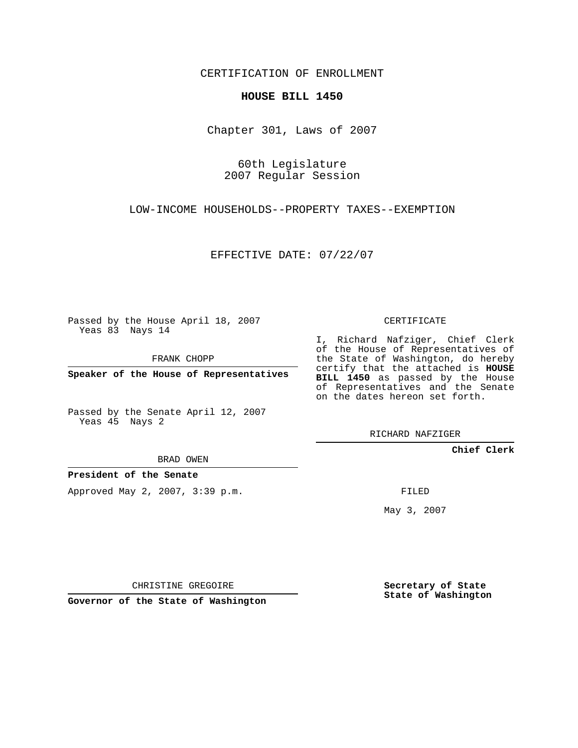CERTIFICATION OF ENROLLMENT

**HOUSE BILL 1450**

Chapter 301, Laws of 2007

60th Legislature
2007 Regular Session

LOW-INCOME HOUSEHOLDS--PROPERTY TAXES--EXEMPTION

EFFECTIVE DATE: 07/22/07

Passed by the House April 18, 2007
Yeas 83 Nays 14

FRANK CHOPP

**Speaker of the House of Representatives**

Passed by the Senate April 12, 2007
Yeas 45 Nays 2

BRAD OWEN

**President of the Senate**

Approved May 2, 2007, 3:39 p.m.

CHRISTINE GREGOIRE

**Governor of the State of Washington**

CERTIFICATE

I, Richard Nafziger, Chief Clerk of the House of Representatives of the State of Washington, do hereby certify that the attached is **HOUSE BILL 1450** as passed by the House of Representatives and the Senate on the dates hereon set forth.

RICHARD NAFZIGER

**Chief Clerk**

FILED

May 3, 2007

**Secretary of State**
**State of Washington**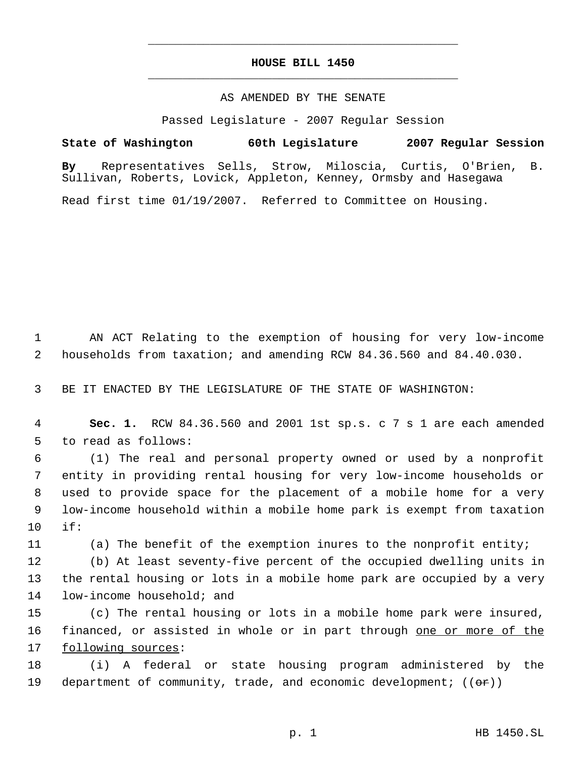# HOUSE BILL 1450

AS AMENDED BY THE SENATE

Passed Legislature - 2007 Regular Session

**State of Washington 60th Legislature 2007 Regular Session**

**By** Representatives Sells, Strow, Miloscia, Curtis, O'Brien, B. Sullivan, Roberts, Lovick, Appleton, Kenney, Ormsby and Hasegawa

Read first time 01/19/2007. Referred to Committee on Housing.

1 AN ACT Relating to the exemption of housing for very low-income
2 households from taxation; and amending RCW 84.36.560 and 84.40.030.

3 BE IT ENACTED BY THE LEGISLATURE OF THE STATE OF WASHINGTON:

4 **Sec. 1.** RCW 84.36.560 and 2001 1st sp.s. c 7 s 1 are each amended
5 to read as follows:

6 (1) The real and personal property owned or used by a nonprofit
7 entity in providing rental housing for very low-income households or
8 used to provide space for the placement of a mobile home for a very
9 low-income household within a mobile home park is exempt from taxation
10 if:

11 (a) The benefit of the exemption inures to the nonprofit entity;

12 (b) At least seventy-five percent of the occupied dwelling units in
13 the rental housing or lots in a mobile home park are occupied by a very
14 low-income household; and

15 (c) The rental housing or lots in a mobile home park were insured,
16 financed, or assisted in whole or in part through <u>one or more of the</u>
17 <u>following sources</u>:

18 (i) A federal or state housing program administered by the
19 department of community, trade, and economic development; ((~~or~~))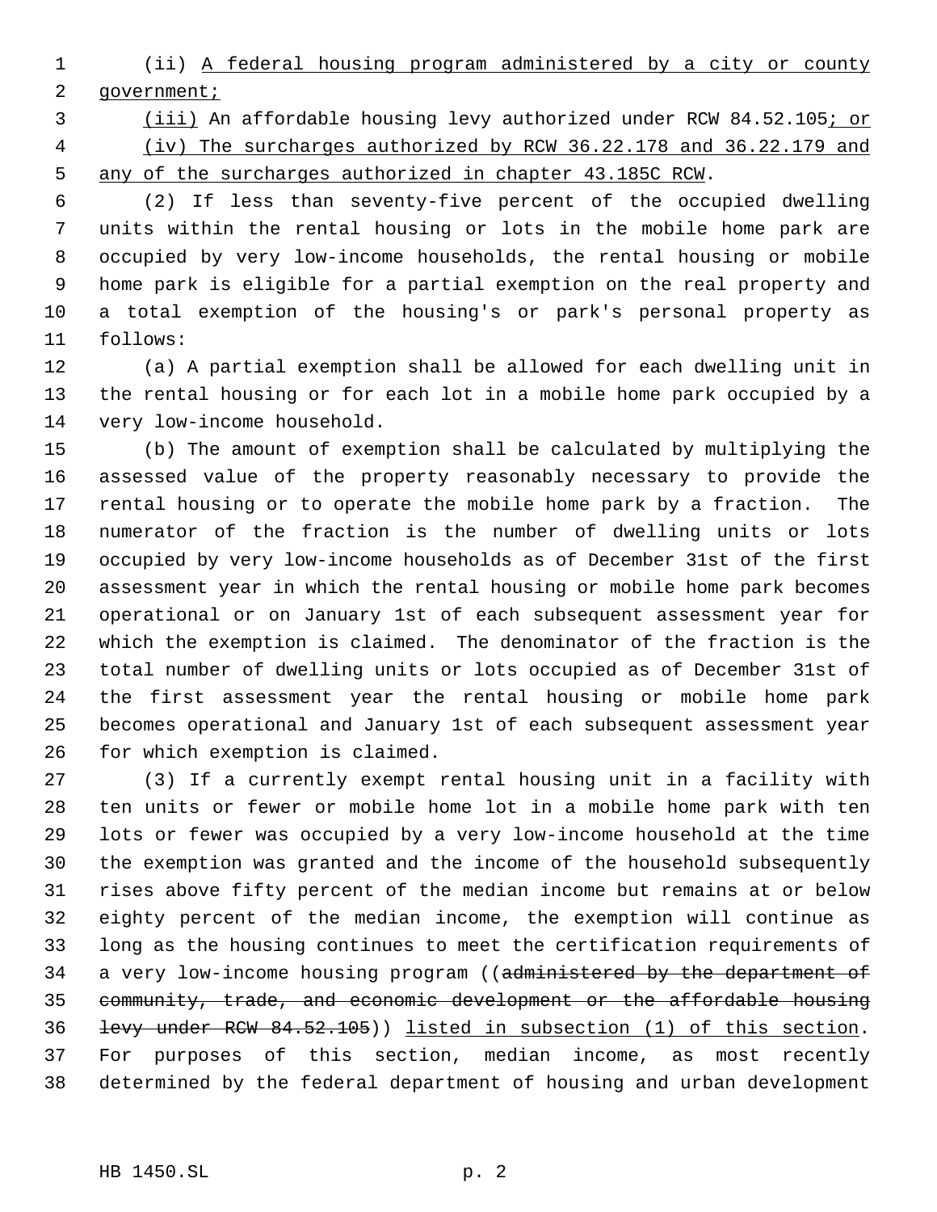(ii) A federal housing program administered by a city or county government;

(iii) An affordable housing levy authorized under RCW 84.52.105; or

(iv) The surcharges authorized by RCW 36.22.178 and 36.22.179 and any of the surcharges authorized in chapter 43.185C RCW.

(2) If less than seventy-five percent of the occupied dwelling units within the rental housing or lots in the mobile home park are occupied by very low-income households, the rental housing or mobile home park is eligible for a partial exemption on the real property and a total exemption of the housing's or park's personal property as follows:

(a) A partial exemption shall be allowed for each dwelling unit in the rental housing or for each lot in a mobile home park occupied by a very low-income household.

(b) The amount of exemption shall be calculated by multiplying the assessed value of the property reasonably necessary to provide the rental housing or to operate the mobile home park by a fraction. The numerator of the fraction is the number of dwelling units or lots occupied by very low-income households as of December 31st of the first assessment year in which the rental housing or mobile home park becomes operational or on January 1st of each subsequent assessment year for which the exemption is claimed. The denominator of the fraction is the total number of dwelling units or lots occupied as of December 31st of the first assessment year the rental housing or mobile home park becomes operational and January 1st of each subsequent assessment year for which exemption is claimed.

(3) If a currently exempt rental housing unit in a facility with ten units or fewer or mobile home lot in a mobile home park with ten lots or fewer was occupied by a very low-income household at the time the exemption was granted and the income of the household subsequently rises above fifty percent of the median income but remains at or below eighty percent of the median income, the exemption will continue as long as the housing continues to meet the certification requirements of a very low-income housing program ((~~administered by the department of community, trade, and economic development or the affordable housing levy under RCW 84.52.105~~)) listed in subsection (1) of this section. For purposes of this section, median income, as most recently determined by the federal department of housing and urban development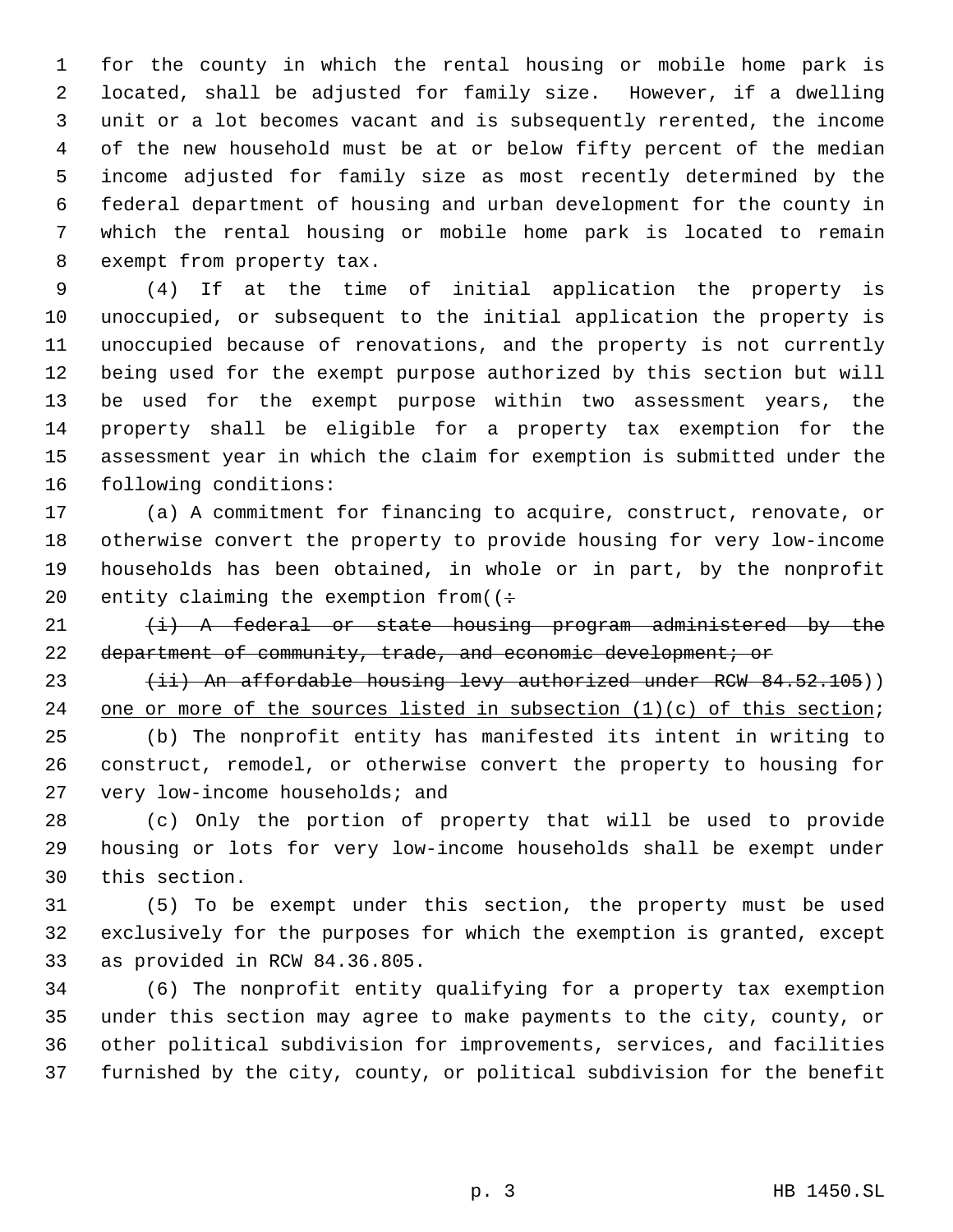for the county in which the rental housing or mobile home park is located, shall be adjusted for family size. However, if a dwelling unit or a lot becomes vacant and is subsequently rerented, the income of the new household must be at or below fifty percent of the median income adjusted for family size as most recently determined by the federal department of housing and urban development for the county in which the rental housing or mobile home park is located to remain exempt from property tax.

(4) If at the time of initial application the property is unoccupied, or subsequent to the initial application the property is unoccupied because of renovations, and the property is not currently being used for the exempt purpose authorized by this section but will be used for the exempt purpose within two assessment years, the property shall be eligible for a property tax exemption for the assessment year in which the claim for exemption is submitted under the following conditions:

(a) A commitment for financing to acquire, construct, renovate, or otherwise convert the property to provide housing for very low-income households has been obtained, in whole or in part, by the nonprofit entity claiming the exemption from((~~:~~

~~(i) A federal or state housing program administered by the department of community, trade, and economic development; or~~

~~(ii) An affordable housing levy authorized under RCW 84.52.105~~)) one or more of the sources listed in subsection (1)(c) of this section;

(b) The nonprofit entity has manifested its intent in writing to construct, remodel, or otherwise convert the property to housing for very low-income households; and

(c) Only the portion of property that will be used to provide housing or lots for very low-income households shall be exempt under this section.

(5) To be exempt under this section, the property must be used exclusively for the purposes for which the exemption is granted, except as provided in RCW 84.36.805.

(6) The nonprofit entity qualifying for a property tax exemption under this section may agree to make payments to the city, county, or other political subdivision for improvements, services, and facilities furnished by the city, county, or political subdivision for the benefit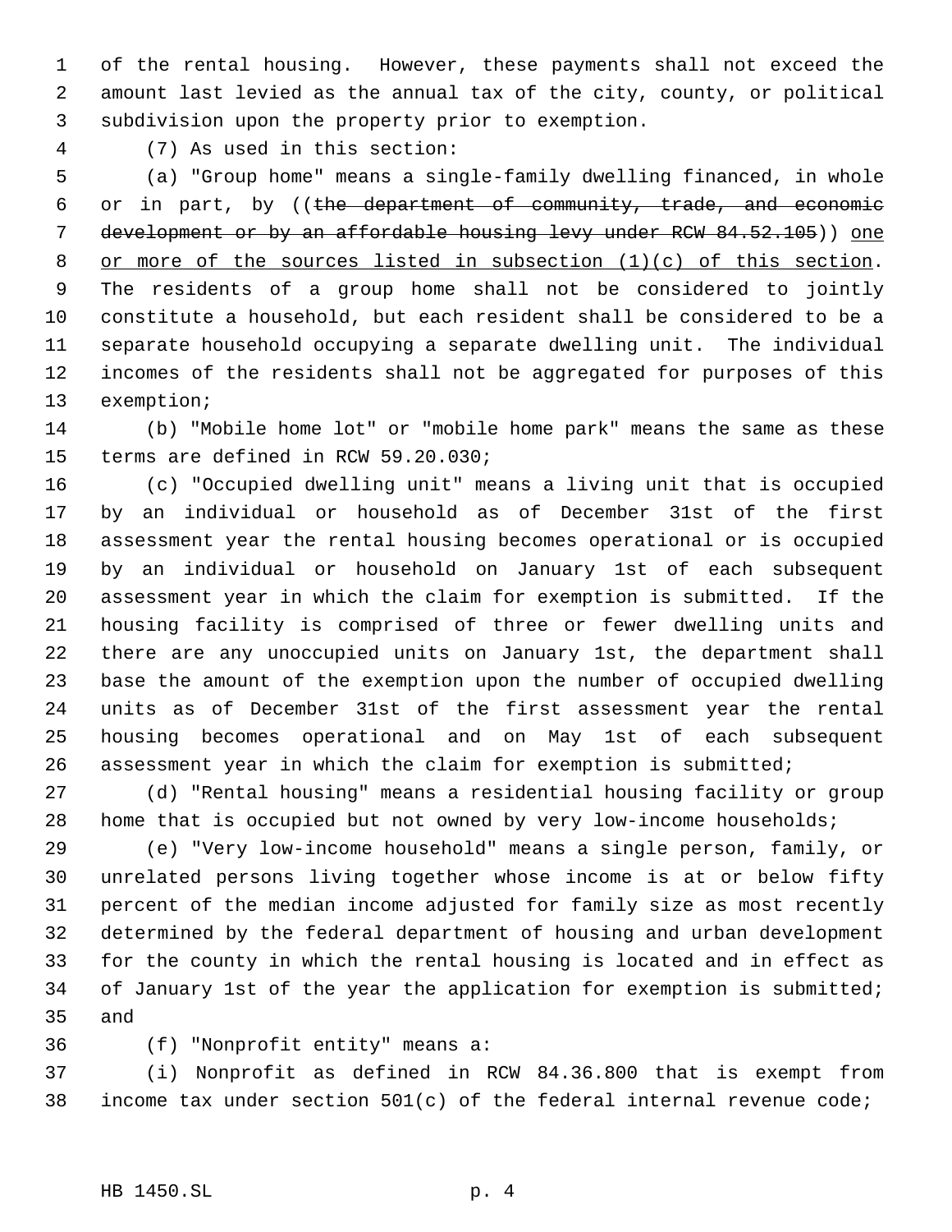of the rental housing. However, these payments shall not exceed the amount last levied as the annual tax of the city, county, or political subdivision upon the property prior to exemption.

(7) As used in this section:

(a) "Group home" means a single-family dwelling financed, in whole or in part, by ((~~the department of community, trade, and economic development or by an affordable housing levy under RCW 84.52.105~~)) <u>one or more of the sources listed in subsection (1)(c) of this section</u>. The residents of a group home shall not be considered to jointly constitute a household, but each resident shall be considered to be a separate household occupying a separate dwelling unit. The individual incomes of the residents shall not be aggregated for purposes of this exemption;

(b) "Mobile home lot" or "mobile home park" means the same as these terms are defined in RCW 59.20.030;

(c) "Occupied dwelling unit" means a living unit that is occupied by an individual or household as of December 31st of the first assessment year the rental housing becomes operational or is occupied by an individual or household on January 1st of each subsequent assessment year in which the claim for exemption is submitted. If the housing facility is comprised of three or fewer dwelling units and there are any unoccupied units on January 1st, the department shall base the amount of the exemption upon the number of occupied dwelling units as of December 31st of the first assessment year the rental housing becomes operational and on May 1st of each subsequent assessment year in which the claim for exemption is submitted;

(d) "Rental housing" means a residential housing facility or group home that is occupied but not owned by very low-income households;

(e) "Very low-income household" means a single person, family, or unrelated persons living together whose income is at or below fifty percent of the median income adjusted for family size as most recently determined by the federal department of housing and urban development for the county in which the rental housing is located and in effect as of January 1st of the year the application for exemption is submitted; and

(f) "Nonprofit entity" means a:

(i) Nonprofit as defined in RCW 84.36.800 that is exempt from income tax under section 501(c) of the federal internal revenue code;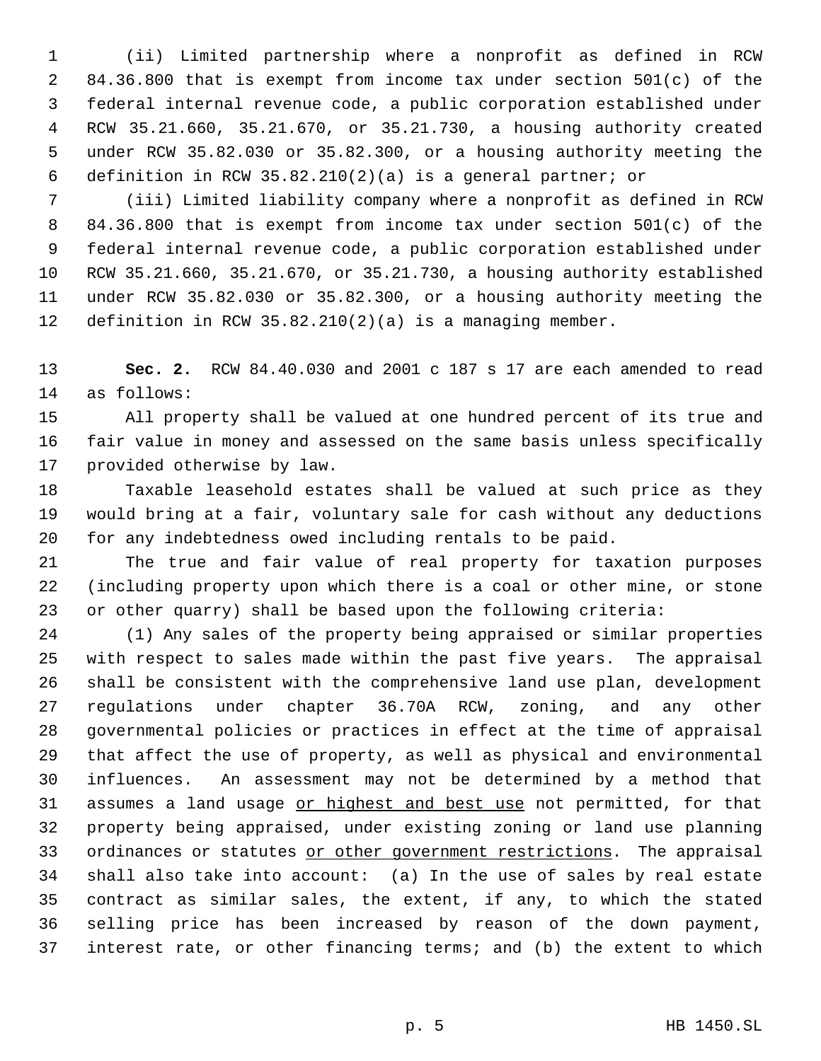(ii) Limited partnership where a nonprofit as defined in RCW 84.36.800 that is exempt from income tax under section 501(c) of the federal internal revenue code, a public corporation established under RCW 35.21.660, 35.21.670, or 35.21.730, a housing authority created under RCW 35.82.030 or 35.82.300, or a housing authority meeting the definition in RCW 35.82.210(2)(a) is a general partner; or

(iii) Limited liability company where a nonprofit as defined in RCW 84.36.800 that is exempt from income tax under section 501(c) of the federal internal revenue code, a public corporation established under RCW 35.21.660, 35.21.670, or 35.21.730, a housing authority established under RCW 35.82.030 or 35.82.300, or a housing authority meeting the definition in RCW 35.82.210(2)(a) is a managing member.

**Sec. 2.** RCW 84.40.030 and 2001 c 187 s 17 are each amended to read as follows:

All property shall be valued at one hundred percent of its true and fair value in money and assessed on the same basis unless specifically provided otherwise by law.

Taxable leasehold estates shall be valued at such price as they would bring at a fair, voluntary sale for cash without any deductions for any indebtedness owed including rentals to be paid.

The true and fair value of real property for taxation purposes (including property upon which there is a coal or other mine, or stone or other quarry) shall be based upon the following criteria:

(1) Any sales of the property being appraised or similar properties with respect to sales made within the past five years. The appraisal shall be consistent with the comprehensive land use plan, development regulations under chapter 36.70A RCW, zoning, and any other governmental policies or practices in effect at the time of appraisal that affect the use of property, as well as physical and environmental influences. An assessment may not be determined by a method that assumes a land usage <u>or highest and best use</u> not permitted, for that property being appraised, under existing zoning or land use planning ordinances or statutes <u>or other government restrictions</u>. The appraisal shall also take into account: (a) In the use of sales by real estate contract as similar sales, the extent, if any, to which the stated selling price has been increased by reason of the down payment, interest rate, or other financing terms; and (b) the extent to which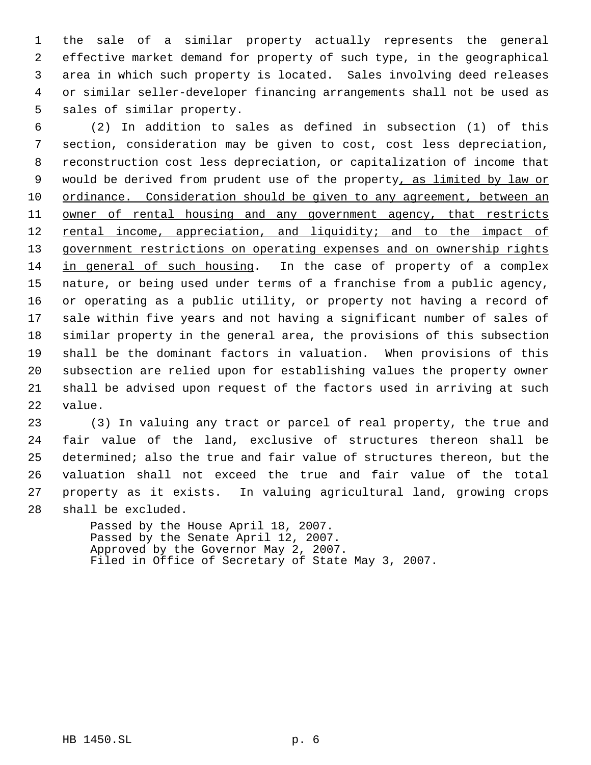the sale of a similar property actually represents the general effective market demand for property of such type, in the geographical area in which such property is located. Sales involving deed releases or similar seller-developer financing arrangements shall not be used as sales of similar property.

(2) In addition to sales as defined in subsection (1) of this section, consideration may be given to cost, cost less depreciation, reconstruction cost less depreciation, or capitalization of income that would be derived from prudent use of the property<u>, as limited by law or ordinance. Consideration should be given to any agreement, between an owner of rental housing and any government agency, that restricts rental income, appreciation, and liquidity; and to the impact of government restrictions on operating expenses and on ownership rights in general of such housing</u>. In the case of property of a complex nature, or being used under terms of a franchise from a public agency, or operating as a public utility, or property not having a record of sale within five years and not having a significant number of sales of similar property in the general area, the provisions of this subsection shall be the dominant factors in valuation. When provisions of this subsection are relied upon for establishing values the property owner shall be advised upon request of the factors used in arriving at such value.

(3) In valuing any tract or parcel of real property, the true and fair value of the land, exclusive of structures thereon shall be determined; also the true and fair value of structures thereon, but the valuation shall not exceed the true and fair value of the total property as it exists. In valuing agricultural land, growing crops shall be excluded.

Passed by the House April 18, 2007.
Passed by the Senate April 12, 2007.
Approved by the Governor May 2, 2007.
Filed in Office of Secretary of State May 3, 2007.